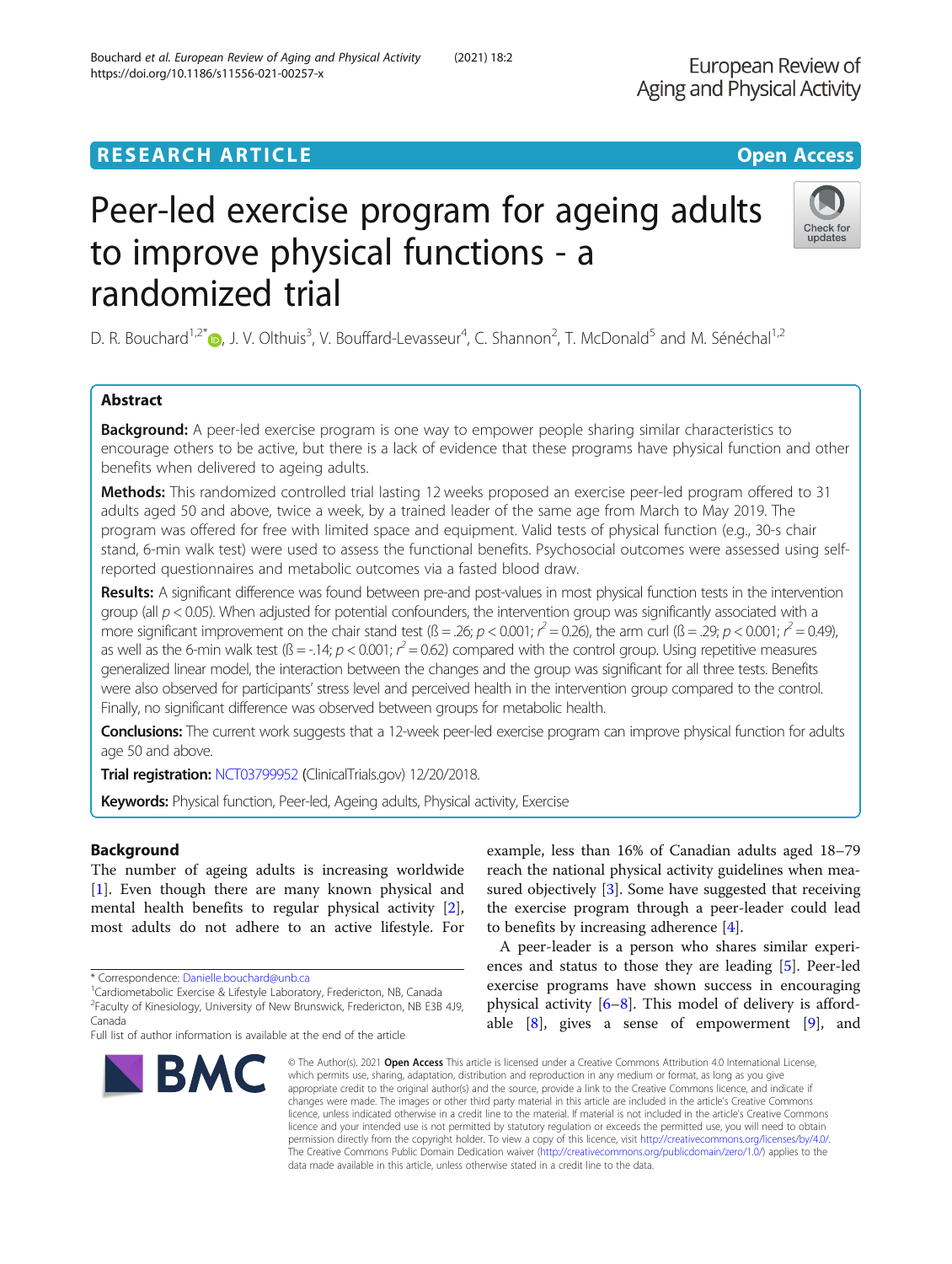RESEARCH ARTICLE

Open Access

# Peer-led exercise program for ageing adults to improve physical functions - a randomized trial

D. R. Bouchard[1,2*], J. V. Olthuis[3], V. Bouffard-Levasseur[4], C. Shannon[2], T. McDonald[5] and M. Sénéchal[1,2]

## Abstract

**Background:** A peer-led exercise program is one way to empower people sharing similar characteristics to encourage others to be active, but there is a lack of evidence that these programs have physical function and other benefits when delivered to ageing adults.

**Methods:** This randomized controlled trial lasting 12 weeks proposed an exercise peer-led program offered to 31 adults aged 50 and above, twice a week, by a trained leader of the same age from March to May 2019. The program was offered for free with limited space and equipment. Valid tests of physical function (e.g., 30-s chair stand, 6-min walk test) were used to assess the functional benefits. Psychosocial outcomes were assessed using self-reported questionnaires and metabolic outcomes via a fasted blood draw.

**Results:** A significant difference was found between pre-and post-values in most physical function tests in the intervention group (all $p < 0.05$). When adjusted for potential confounders, the intervention group was significantly associated with a more significant improvement on the chair stand test (ß = .26; $p < 0.001$; $r^2 = 0.26$), the arm curl (ß = .29; $p < 0.001$; $r^2 = 0.49$), as well as the 6-min walk test (ß = -.14; $p < 0.001$; $r^2 = 0.62$) compared with the control group. Using repetitive measures generalized linear model, the interaction between the changes and the group was significant for all three tests. Benefits were also observed for participants' stress level and perceived health in the intervention group compared to the control. Finally, no significant difference was observed between groups for metabolic health.

**Conclusions:** The current work suggests that a 12-week peer-led exercise program can improve physical function for adults age 50 and above.

**Trial registration:** NCT03799952 (ClinicalTrials.gov) 12/20/2018.

**Keywords:** Physical function, Peer-led, Ageing adults, Physical activity, Exercise

## Background

The number of ageing adults is increasing worldwide [1]. Even though there are many known physical and mental health benefits to regular physical activity [2], most adults do not adhere to an active lifestyle. For example, less than 16% of Canadian adults aged 18–79 reach the national physical activity guidelines when measured objectively [3]. Some have suggested that receiving the exercise program through a peer-leader could lead to benefits by increasing adherence [4].

A peer-leader is a person who shares similar experiences and status to those they are leading [5]. Peer-led exercise programs have shown success in encouraging physical activity [6–8]. This model of delivery is affordable [8], gives a sense of empowerment [9], and

\* Correspondence: Danielle.bouchard@unb.ca
[1]Cardiometabolic Exercise & Lifestyle Laboratory, Fredericton, NB, Canada
[2]Faculty of Kinesiology, University of New Brunswick, Fredericton, NB E3B 4J9, Canada
Full list of author information is available at the end of the article

© The Author(s). 2021 **Open Access** This article is licensed under a Creative Commons Attribution 4.0 International License, which permits use, sharing, adaptation, distribution and reproduction in any medium or format, as long as you give appropriate credit to the original author(s) and the source, provide a link to the Creative Commons licence, and indicate if changes were made. The images or other third party material in this article are included in the article's Creative Commons licence, unless indicated otherwise in a credit line to the material. If material is not included in the article's Creative Commons licence and your intended use is not permitted by statutory regulation or exceeds the permitted use, you will need to obtain permission directly from the copyright holder. To view a copy of this licence, visit http://creativecommons.org/licenses/by/4.0/. The Creative Commons Public Domain Dedication waiver (http://creativecommons.org/publicdomain/zero/1.0/) applies to the data made available in this article, unless otherwise stated in a credit line to the data.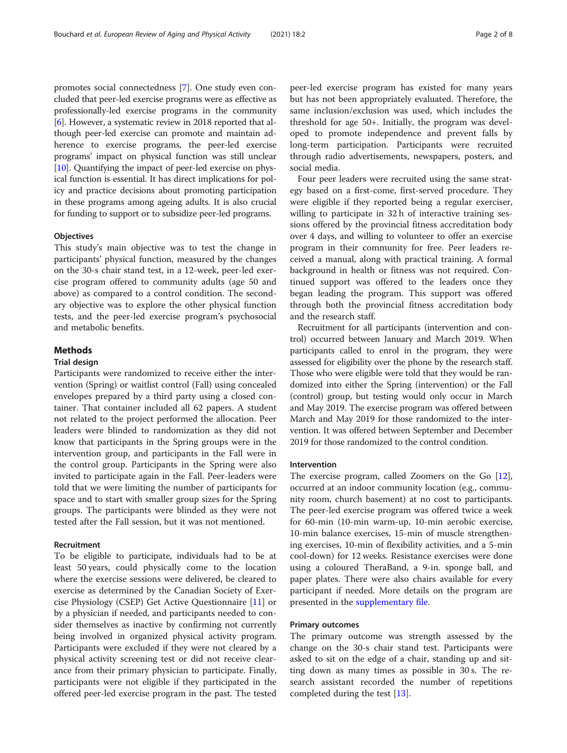promotes social connectedness [7]. One study even concluded that peer-led exercise programs were as effective as professionally-led exercise programs in the community [6]. However, a systematic review in 2018 reported that although peer-led exercise can promote and maintain adherence to exercise programs, the peer-led exercise programs' impact on physical function was still unclear [10]. Quantifying the impact of peer-led exercise on physical function is essential. It has direct implications for policy and practice decisions about promoting participation in these programs among ageing adults. It is also crucial for funding to support or to subsidize peer-led programs.

### Objectives

This study's main objective was to test the change in participants' physical function, measured by the changes on the 30-s chair stand test, in a 12-week, peer-led exercise program offered to community adults (age 50 and above) as compared to a control condition. The secondary objective was to explore the other physical function tests, and the peer-led exercise program's psychosocial and metabolic benefits.

## Methods

### Trial design

Participants were randomized to receive either the intervention (Spring) or waitlist control (Fall) using concealed envelopes prepared by a third party using a closed container. That container included all 62 papers. A student not related to the project performed the allocation. Peer leaders were blinded to randomization as they did not know that participants in the Spring groups were in the intervention group, and participants in the Fall were in the control group. Participants in the Spring were also invited to participate again in the Fall. Peer-leaders were told that we were limiting the number of participants for space and to start with smaller group sizes for the Spring groups. The participants were blinded as they were not tested after the Fall session, but it was not mentioned.

### Recruitment

To be eligible to participate, individuals had to be at least 50 years, could physically come to the location where the exercise sessions were delivered, be cleared to exercise as determined by the Canadian Society of Exercise Physiology (CSEP) Get Active Questionnaire [11] or by a physician if needed, and participants needed to consider themselves as inactive by confirming not currently being involved in organized physical activity program. Participants were excluded if they were not cleared by a physical activity screening test or did not receive clearance from their primary physician to participate. Finally, participants were not eligible if they participated in the offered peer-led exercise program in the past. The tested peer-led exercise program has existed for many years but has not been appropriately evaluated. Therefore, the same inclusion/exclusion was used, which includes the threshold for age 50+. Initially, the program was developed to promote independence and prevent falls by long-term participation. Participants were recruited through radio advertisements, newspapers, posters, and social media.

Four peer leaders were recruited using the same strategy based on a first-come, first-served procedure. They were eligible if they reported being a regular exerciser, willing to participate in 32 h of interactive training sessions offered by the provincial fitness accreditation body over 4 days, and willing to volunteer to offer an exercise program in their community for free. Peer leaders received a manual, along with practical training. A formal background in health or fitness was not required. Continued support was offered to the leaders once they began leading the program. This support was offered through both the provincial fitness accreditation body and the research staff.

Recruitment for all participants (intervention and control) occurred between January and March 2019. When participants called to enrol in the program, they were assessed for eligibility over the phone by the research staff. Those who were eligible were told that they would be randomized into either the Spring (intervention) or the Fall (control) group, but testing would only occur in March and May 2019. The exercise program was offered between March and May 2019 for those randomized to the intervention. It was offered between September and December 2019 for those randomized to the control condition.

### Intervention

The exercise program, called Zoomers on the Go [12], occurred at an indoor community location (e.g., community room, church basement) at no cost to participants. The peer-led exercise program was offered twice a week for 60-min (10-min warm-up, 10-min aerobic exercise, 10-min balance exercises, 15-min of muscle strengthening exercises, 10-min of flexibility activities, and a 5-min cool-down) for 12 weeks. Resistance exercises were done using a coloured TheraBand, a 9-in. sponge ball, and paper plates. There were also chairs available for every participant if needed. More details on the program are presented in the supplementary file.

### Primary outcomes

The primary outcome was strength assessed by the change on the 30-s chair stand test. Participants were asked to sit on the edge of a chair, standing up and sitting down as many times as possible in 30 s. The research assistant recorded the number of repetitions completed during the test [13].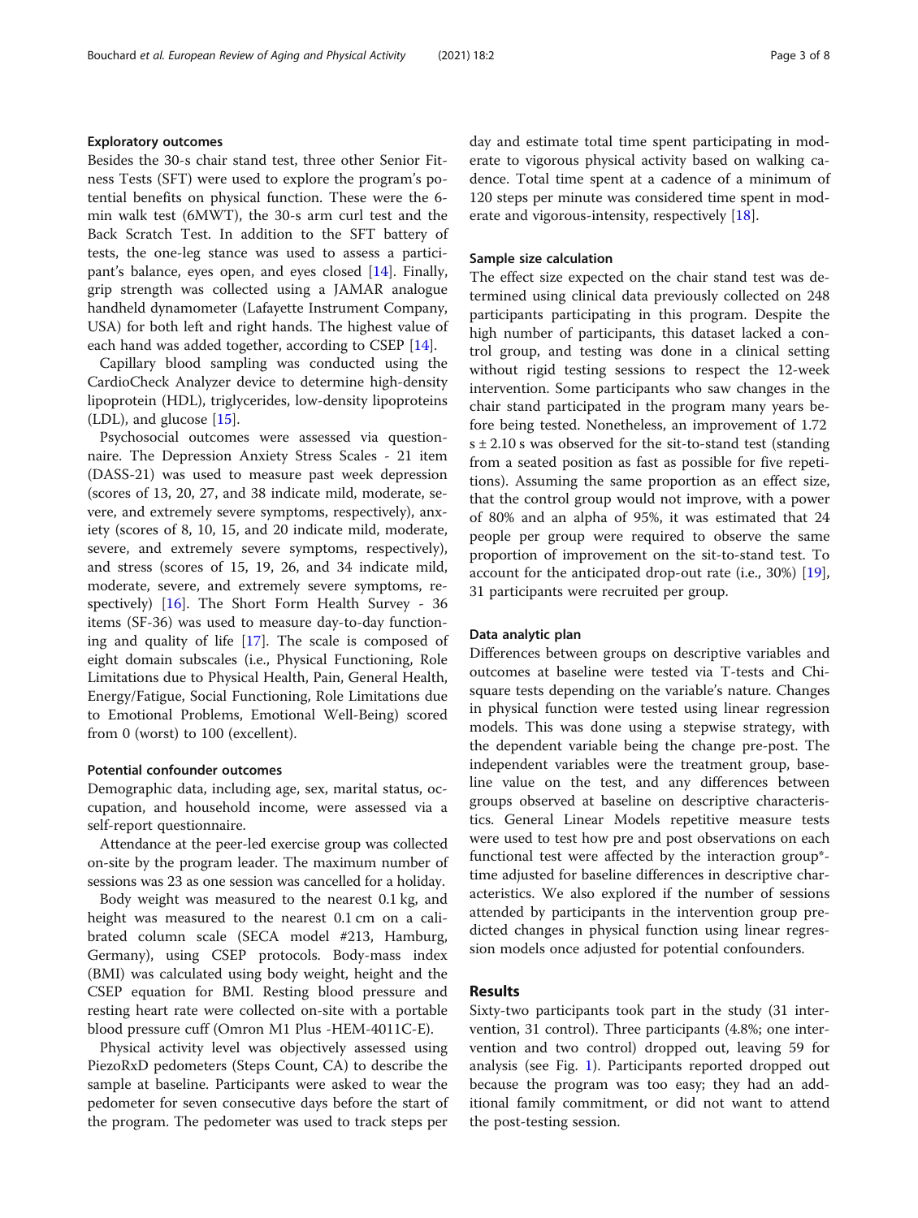### Exploratory outcomes

Besides the 30-s chair stand test, three other Senior Fitness Tests (SFT) were used to explore the program's potential benefits on physical function. These were the 6-min walk test (6MWT), the 30-s arm curl test and the Back Scratch Test. In addition to the SFT battery of tests, the one-leg stance was used to assess a participant's balance, eyes open, and eyes closed [14]. Finally, grip strength was collected using a JAMAR analogue handheld dynamometer (Lafayette Instrument Company, USA) for both left and right hands. The highest value of each hand was added together, according to CSEP [14].

Capillary blood sampling was conducted using the CardioCheck Analyzer device to determine high-density lipoprotein (HDL), triglycerides, low-density lipoproteins (LDL), and glucose [15].

Psychosocial outcomes were assessed via questionnaire. The Depression Anxiety Stress Scales - 21 item (DASS-21) was used to measure past week depression (scores of 13, 20, 27, and 38 indicate mild, moderate, severe, and extremely severe symptoms, respectively), anxiety (scores of 8, 10, 15, and 20 indicate mild, moderate, severe, and extremely severe symptoms, respectively), and stress (scores of 15, 19, 26, and 34 indicate mild, moderate, severe, and extremely severe symptoms, respectively) [16]. The Short Form Health Survey - 36 items (SF-36) was used to measure day-to-day functioning and quality of life [17]. The scale is composed of eight domain subscales (i.e., Physical Functioning, Role Limitations due to Physical Health, Pain, General Health, Energy/Fatigue, Social Functioning, Role Limitations due to Emotional Problems, Emotional Well-Being) scored from 0 (worst) to 100 (excellent).

### Potential confounder outcomes

Demographic data, including age, sex, marital status, occupation, and household income, were assessed via a self-report questionnaire.

Attendance at the peer-led exercise group was collected on-site by the program leader. The maximum number of sessions was 23 as one session was cancelled for a holiday.

Body weight was measured to the nearest 0.1 kg, and height was measured to the nearest 0.1 cm on a calibrated column scale (SECA model #213, Hamburg, Germany), using CSEP protocols. Body-mass index (BMI) was calculated using body weight, height and the CSEP equation for BMI. Resting blood pressure and resting heart rate were collected on-site with a portable blood pressure cuff (Omron M1 Plus -HEM-4011C-E).

Physical activity level was objectively assessed using PiezoRxD pedometers (Steps Count, CA) to describe the sample at baseline. Participants were asked to wear the pedometer for seven consecutive days before the start of the program. The pedometer was used to track steps per day and estimate total time spent participating in moderate to vigorous physical activity based on walking cadence. Total time spent at a cadence of a minimum of 120 steps per minute was considered time spent in moderate and vigorous-intensity, respectively [18].

### Sample size calculation

The effect size expected on the chair stand test was determined using clinical data previously collected on 248 participants participating in this program. Despite the high number of participants, this dataset lacked a control group, and testing was done in a clinical setting without rigid testing sessions to respect the 12-week intervention. Some participants who saw changes in the chair stand participated in the program many years before being tested. Nonetheless, an improvement of 1.72 s ± 2.10 s was observed for the sit-to-stand test (standing from a seated position as fast as possible for five repetitions). Assuming the same proportion as an effect size, that the control group would not improve, with a power of 80% and an alpha of 95%, it was estimated that 24 people per group were required to observe the same proportion of improvement on the sit-to-stand test. To account for the anticipated drop-out rate (i.e., 30%) [19], 31 participants were recruited per group.

### Data analytic plan

Differences between groups on descriptive variables and outcomes at baseline were tested via T-tests and Chi-square tests depending on the variable's nature. Changes in physical function were tested using linear regression models. This was done using a stepwise strategy, with the dependent variable being the change pre-post. The independent variables were the treatment group, baseline value on the test, and any differences between groups observed at baseline on descriptive characteristics. General Linear Models repetitive measure tests were used to test how pre and post observations on each functional test were affected by the interaction group*-time adjusted for baseline differences in descriptive characteristics. We also explored if the number of sessions attended by participants in the intervention group predicted changes in physical function using linear regression models once adjusted for potential confounders.

## Results

Sixty-two participants took part in the study (31 intervention, 31 control). Three participants (4.8%; one intervention and two control) dropped out, leaving 59 for analysis (see Fig. 1). Participants reported dropped out because the program was too easy; they had an additional family commitment, or did not want to attend the post-testing session.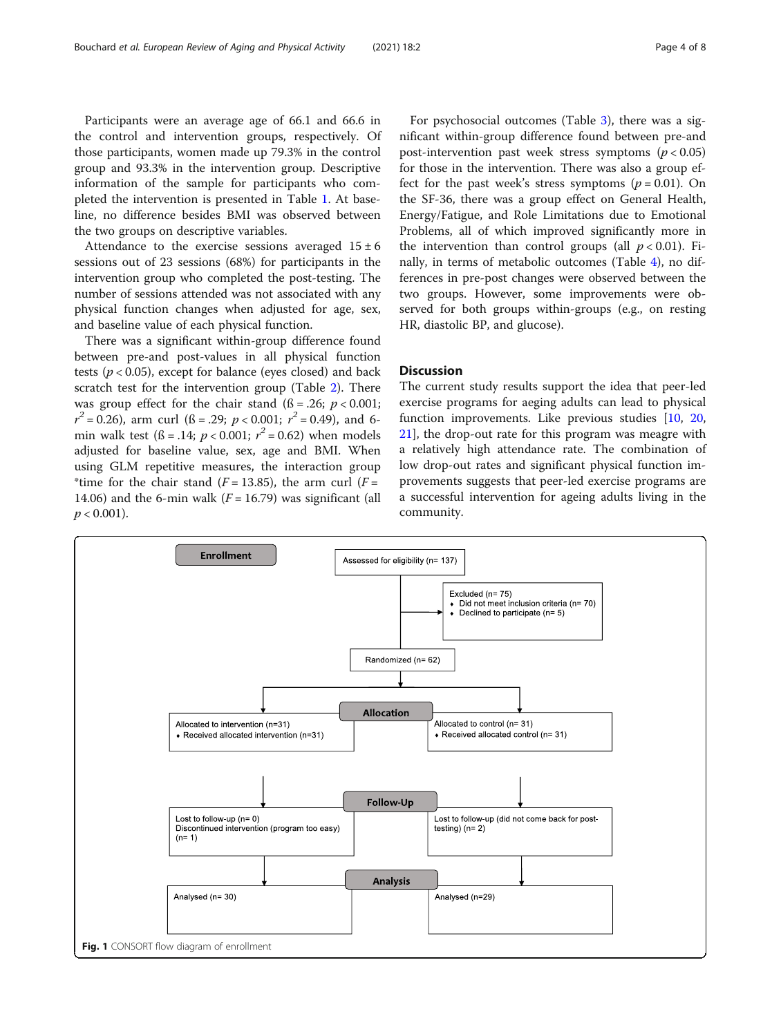Participants were an average age of 66.1 and 66.6 in the control and intervention groups, respectively. Of those participants, women made up 79.3% in the control group and 93.3% in the intervention group. Descriptive information of the sample for participants who completed the intervention is presented in Table 1. At baseline, no difference besides BMI was observed between the two groups on descriptive variables.

Attendance to the exercise sessions averaged 15 ± 6 sessions out of 23 sessions (68%) for participants in the intervention group who completed the post-testing. The number of sessions attended was not associated with any physical function changes when adjusted for age, sex, and baseline value of each physical function.

There was a significant within-group difference found between pre-and post-values in all physical function tests ($p < 0.05$), except for balance (eyes closed) and back scratch test for the intervention group (Table 2). There was group effect for the chair stand (ß = .26; $p < 0.001$; $r^2 = 0.26$), arm curl (ß = .29; $p < 0.001$; $r^2 = 0.49$), and 6-min walk test (ß = .14; $p < 0.001$; $r^2 = 0.62$) when models adjusted for baseline value, sex, age and BMI. When using GLM repetitive measures, the interaction group *time for the chair stand ($F = 13.85$), the arm curl ($F = 14.06$) and the 6-min walk ($F = 16.79$) was significant (all $p < 0.001$).

For psychosocial outcomes (Table 3), there was a significant within-group difference found between pre-and post-intervention past week stress symptoms ($p < 0.05$) for those in the intervention. There was also a group effect for the past week's stress symptoms ($p = 0.01$). On the SF-36, there was a group effect on General Health, Energy/Fatigue, and Role Limitations due to Emotional Problems, all of which improved significantly more in the intervention than control groups (all $p < 0.01$). Finally, in terms of metabolic outcomes (Table 4), no differences in pre-post changes were observed between the two groups. However, some improvements were observed for both groups within-groups (e.g., on resting HR, diastolic BP, and glucose).

## Discussion

The current study results support the idea that peer-led exercise programs for aeging adults can lead to physical function improvements. Like previous studies [10, 20, 21], the drop-out rate for this program was meagre with a relatively high attendance rate. The combination of low drop-out rates and significant physical function improvements suggests that peer-led exercise programs are a successful intervention for ageing adults living in the community.

**Enrollment**

Assessed for eligibility (n= 137)

Excluded (n= 75)
- Did not meet inclusion criteria (n= 70)
- Declined to participate (n= 5)

Randomized (n= 62)

**Allocation**

Allocated to intervention (n=31)
- Received allocated intervention (n=31)

Allocated to control (n= 31)
- Received allocated control (n= 31)

**Follow-Up**

Lost to follow-up (n= 0)
Discontinued intervention (program too easy) (n= 1)

Lost to follow-up (did not come back for post-testing) (n= 2)

**Analysis**

Analysed (n= 30)

Analysed (n=29)

**Fig. 1** CONSORT flow diagram of enrollment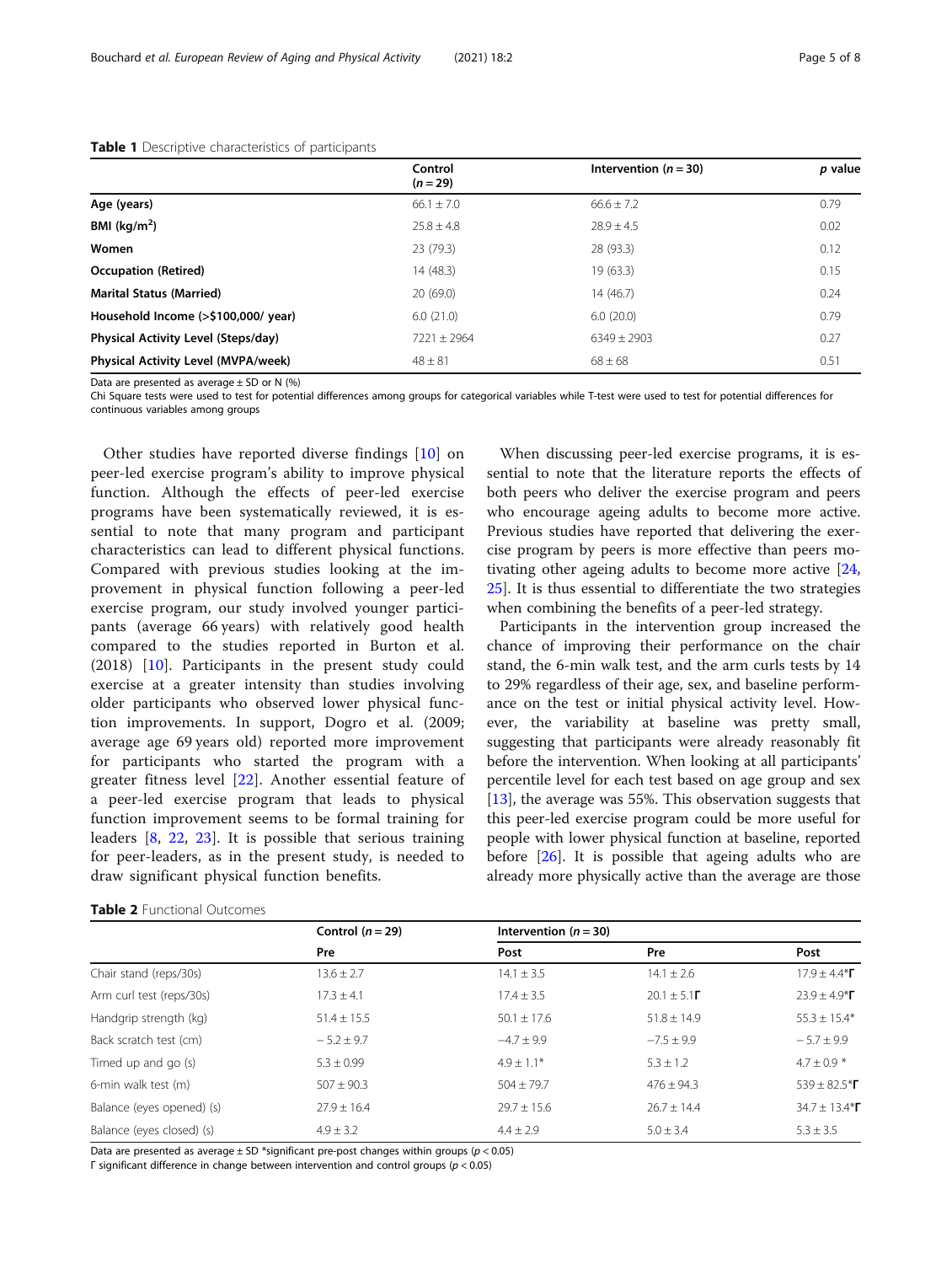**Table 1** Descriptive characteristics of participants

| | Control (*n* = 29) | Intervention (*n* = 30) | *p* value |
|---|---|---|---|
| **Age (years)** | 66.1 ± 7.0 | 66.6 ± 7.2 | 0.79 |
| **BMI (kg/m$^2$)** | 25.8 ± 4.8 | 28.9 ± 4.5 | 0.02 |
| **Women** | 23 (79.3) | 28 (93.3) | 0.12 |
| **Occupation (Retired)** | 14 (48.3) | 19 (63.3) | 0.15 |
| **Marital Status (Married)** | 20 (69.0) | 14 (46.7) | 0.24 |
| **Household Income (>$100,000/ year)** | 6.0 (21.0) | 6.0 (20.0) | 0.79 |
| **Physical Activity Level (Steps/day)** | 7221 ± 2964 | 6349 ± 2903 | 0.27 |
| **Physical Activity Level (MVPA/week)** | 48 ± 81 | 68 ± 68 | 0.51 |

Data are presented as average ± SD or N (%)
Chi Square tests were used to test for potential differences among groups for categorical variables while T-test were used to test for potential differences for continuous variables among groups

Other studies have reported diverse findings [10] on peer-led exercise program's ability to improve physical function. Although the effects of peer-led exercise programs have been systematically reviewed, it is essential to note that many program and participant characteristics can lead to different physical functions. Compared with previous studies looking at the improvement in physical function following a peer-led exercise program, our study involved younger participants (average 66 years) with relatively good health compared to the studies reported in Burton et al. (2018) [10]. Participants in the present study could exercise at a greater intensity than studies involving older participants who observed lower physical function improvements. In support, Dogro et al. (2009; average age 69 years old) reported more improvement for participants who started the program with a greater fitness level [22]. Another essential feature of a peer-led exercise program that leads to physical function improvement seems to be formal training for leaders [8, 22, 23]. It is possible that serious training for peer-leaders, as in the present study, is needed to draw significant physical function benefits.

When discussing peer-led exercise programs, it is essential to note that the literature reports the effects of both peers who deliver the exercise program and peers who encourage ageing adults to become more active. Previous studies have reported that delivering the exercise program by peers is more effective than peers motivating other ageing adults to become more active [24, 25]. It is thus essential to differentiate the two strategies when combining the benefits of a peer-led strategy.

Participants in the intervention group increased the chance of improving their performance on the chair stand, the 6-min walk test, and the arm curls tests by 14 to 29% regardless of their age, sex, and baseline performance on the test or initial physical activity level. However, the variability at baseline was pretty small, suggesting that participants were already reasonably fit before the intervention. When looking at all participants' percentile level for each test based on age group and sex [13], the average was 55%. This observation suggests that this peer-led exercise program could be more useful for people with lower physical function at baseline, reported before [26]. It is possible that ageing adults who are already more physically active than the average are those

**Table 2** Functional Outcomes

| | Control (*n* = 29) | | Intervention (*n* = 30) | |
|---|---|---|---|---|
| | Pre | Post | Pre | Post |
| Chair stand (reps/30s) | 13.6 ± 2.7 | 14.1 ± 3.5 | 14.1 ± 2.6 | 17.9 ± 4.4*Γ |
| Arm curl test (reps/30s) | 17.3 ± 4.1 | 17.4 ± 3.5 | 20.1 ± 5.1Γ | 23.9 ± 4.9*Γ |
| Handgrip strength (kg) | 51.4 ± 15.5 | 50.1 ± 17.6 | 51.8 ± 14.9 | 55.3 ± 15.4* |
| Back scratch test (cm) | − 5.2 ± 9.7 | −4.7 ± 9.9 | −7.5 ± 9.9 | − 5.7 ± 9.9 |
| Timed up and go (s) | 5.3 ± 0.99 | 4.9 ± 1.1* | 5.3 ± 1.2 | 4.7 ± 0.9 * |
| 6-min walk test (m) | 507 ± 90.3 | 504 ± 79.7 | 476 ± 94.3 | 539 ± 82.5*Γ |
| Balance (eyes opened) (s) | 27.9 ± 16.4 | 29.7 ± 15.6 | 26.7 ± 14.4 | 34.7 ± 13.4*Γ |
| Balance (eyes closed) (s) | 4.9 ± 3.2 | 4.4 ± 2.9 | 5.0 ± 3.4 | 5.3 ± 3.5 |

Data are presented as average ± SD *significant pre-post changes within groups ($p < 0.05$)
Γ significant difference in change between intervention and control groups ($p < 0.05$)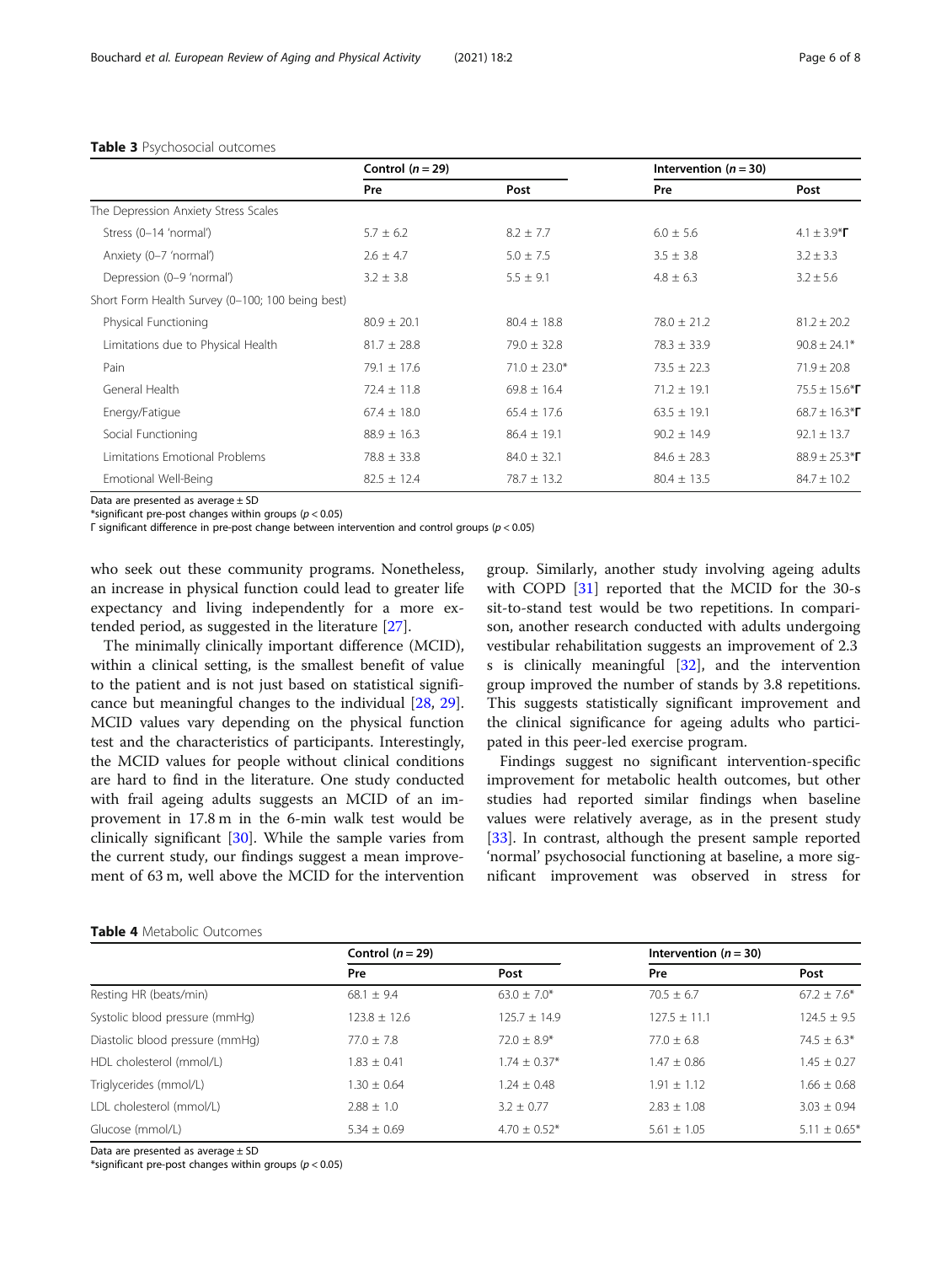**Table 3** Psychosocial outcomes

| | Control ($n = 29$) | | Intervention ($n = 30$) | |
|---|---|---|---|---|
| | Pre | Post | Pre | Post |
| The Depression Anxiety Stress Scales | | | | |
| Stress (0–14 'normal') | 5.7 ± 6.2 | 8.2 ± 7.7 | 6.0 ± 5.6 | 4.1 ± 3.9*Γ |
| Anxiety (0–7 'normal') | 2.6 ± 4.7 | 5.0 ± 7.5 | 3.5 ± 3.8 | 3.2 ± 3.3 |
| Depression (0–9 'normal') | 3.2 ± 3.8 | 5.5 ± 9.1 | 4.8 ± 6.3 | 3.2 ± 5.6 |
| Short Form Health Survey (0–100; 100 being best) | | | | |
| Physical Functioning | 80.9 ± 20.1 | 80.4 ± 18.8 | 78.0 ± 21.2 | 81.2 ± 20.2 |
| Limitations due to Physical Health | 81.7 ± 28.8 | 79.0 ± 32.8 | 78.3 ± 33.9 | 90.8 ± 24.1* |
| Pain | 79.1 ± 17.6 | 71.0 ± 23.0* | 73.5 ± 22.3 | 71.9 ± 20.8 |
| General Health | 72.4 ± 11.8 | 69.8 ± 16.4 | 71.2 ± 19.1 | 75.5 ± 15.6*Γ |
| Energy/Fatigue | 67.4 ± 18.0 | 65.4 ± 17.6 | 63.5 ± 19.1 | 68.7 ± 16.3*Γ |
| Social Functioning | 88.9 ± 16.3 | 86.4 ± 19.1 | 90.2 ± 14.9 | 92.1 ± 13.7 |
| Limitations Emotional Problems | 78.8 ± 33.8 | 84.0 ± 32.1 | 84.6 ± 28.3 | 88.9 ± 25.3*Γ |
| Emotional Well-Being | 82.5 ± 12.4 | 78.7 ± 13.2 | 80.4 ± 13.5 | 84.7 ± 10.2 |

Data are presented as average ± SD

*significant pre-post changes within groups ($p < 0.05$)

Γ significant difference in pre-post change between intervention and control groups ($p < 0.05$)

who seek out these community programs. Nonetheless, an increase in physical function could lead to greater life expectancy and living independently for a more extended period, as suggested in the literature [27].

The minimally clinically important difference (MCID), within a clinical setting, is the smallest benefit of value to the patient and is not just based on statistical significance but meaningful changes to the individual [28, 29]. MCID values vary depending on the physical function test and the characteristics of participants. Interestingly, the MCID values for people without clinical conditions are hard to find in the literature. One study conducted with frail ageing adults suggests an MCID of an improvement in 17.8 m in the 6-min walk test would be clinically significant [30]. While the sample varies from the current study, our findings suggest a mean improvement of 63 m, well above the MCID for the intervention group. Similarly, another study involving ageing adults with COPD [31] reported that the MCID for the 30-s sit-to-stand test would be two repetitions. In comparison, another research conducted with adults undergoing vestibular rehabilitation suggests an improvement of 2.3 s is clinically meaningful [32], and the intervention group improved the number of stands by 3.8 repetitions. This suggests statistically significant improvement and the clinical significance for ageing adults who participated in this peer-led exercise program.

Findings suggest no significant intervention-specific improvement for metabolic health outcomes, but other studies had reported similar findings when baseline values were relatively average, as in the present study [33]. In contrast, although the present sample reported 'normal' psychosocial functioning at baseline, a more significant improvement was observed in stress for

**Table 4** Metabolic Outcomes

| | Control ($n = 29$) | | Intervention ($n = 30$) | |
|---|---|---|---|---|
| | Pre | Post | Pre | Post |
| Resting HR (beats/min) | 68.1 ± 9.4 | 63.0 ± 7.0* | 70.5 ± 6.7 | 67.2 ± 7.6* |
| Systolic blood pressure (mmHg) | 123.8 ± 12.6 | 125.7 ± 14.9 | 127.5 ± 11.1 | 124.5 ± 9.5 |
| Diastolic blood pressure (mmHg) | 77.0 ± 7.8 | 72.0 ± 8.9* | 77.0 ± 6.8 | 74.5 ± 6.3* |
| HDL cholesterol (mmol/L) | 1.83 ± 0.41 | 1.74 ± 0.37* | 1.47 ± 0.86 | 1.45 ± 0.27 |
| Triglycerides (mmol/L) | 1.30 ± 0.64 | 1.24 ± 0.48 | 1.91 ± 1.12 | 1.66 ± 0.68 |
| LDL cholesterol (mmol/L) | 2.88 ± 1.0 | 3.2 ± 0.77 | 2.83 ± 1.08 | 3.03 ± 0.94 |
| Glucose (mmol/L) | 5.34 ± 0.69 | 4.70 ± 0.52* | 5.61 ± 1.05 | 5.11 ± 0.65* |

Data are presented as average ± SD

*significant pre-post changes within groups ($p < 0.05$)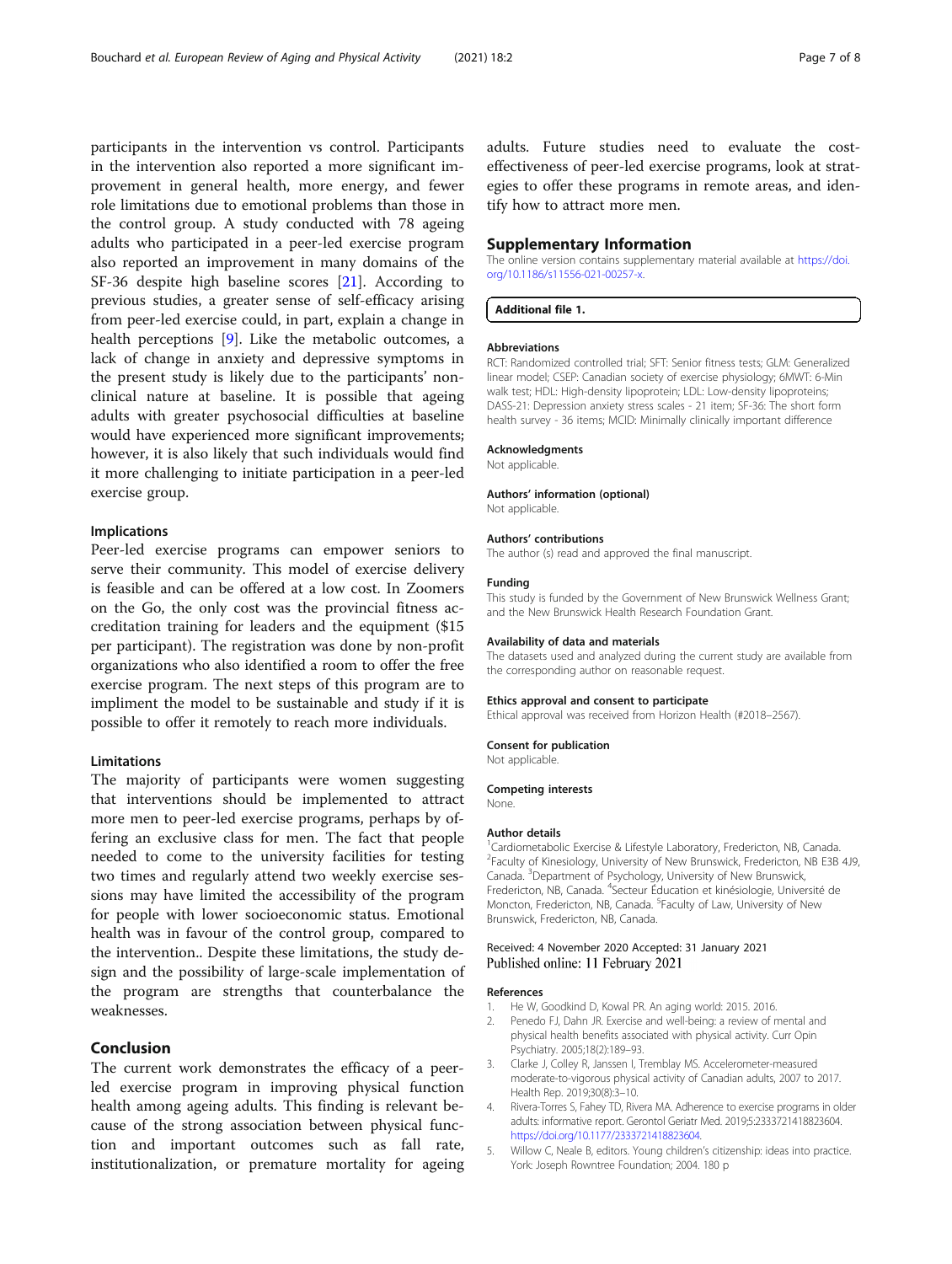participants in the intervention vs control. Participants in the intervention also reported a more significant improvement in general health, more energy, and fewer role limitations due to emotional problems than those in the control group. A study conducted with 78 ageing adults who participated in a peer-led exercise program also reported an improvement in many domains of the SF-36 despite high baseline scores [21]. According to previous studies, a greater sense of self-efficacy arising from peer-led exercise could, in part, explain a change in health perceptions [9]. Like the metabolic outcomes, a lack of change in anxiety and depressive symptoms in the present study is likely due to the participants' non-clinical nature at baseline. It is possible that ageing adults with greater psychosocial difficulties at baseline would have experienced more significant improvements; however, it is also likely that such individuals would find it more challenging to initiate participation in a peer-led exercise group.

### Implications

Peer-led exercise programs can empower seniors to serve their community. This model of exercise delivery is feasible and can be offered at a low cost. In Zoomers on the Go, the only cost was the provincial fitness accreditation training for leaders and the equipment ($15 per participant). The registration was done by non-profit organizations who also identified a room to offer the free exercise program. The next steps of this program are to impliment the model to be sustainable and study if it is possible to offer it remotely to reach more individuals.

### Limitations

The majority of participants were women suggesting that interventions should be implemented to attract more men to peer-led exercise programs, perhaps by offering an exclusive class for men. The fact that people needed to come to the university facilities for testing two times and regularly attend two weekly exercise sessions may have limited the accessibility of the program for people with lower socioeconomic status. Emotional health was in favour of the control group, compared to the intervention.. Despite these limitations, the study design and the possibility of large-scale implementation of the program are strengths that counterbalance the weaknesses.

## Conclusion

The current work demonstrates the efficacy of a peer-led exercise program in improving physical function health among ageing adults. This finding is relevant because of the strong association between physical function and important outcomes such as fall rate, institutionalization, or premature mortality for ageing adults. Future studies need to evaluate the cost-effectiveness of peer-led exercise programs, look at strategies to offer these programs in remote areas, and identify how to attract more men.

## Supplementary Information

The online version contains supplementary material available at https://doi.org/10.1186/s11556-021-00257-x.

**Additional file 1.**

### Abbreviations

RCT: Randomized controlled trial; SFT: Senior fitness tests; GLM: Generalized linear model; CSEP: Canadian society of exercise physiology; 6MWT: 6-Min walk test; HDL: High-density lipoprotein; LDL: Low-density lipoproteins; DASS-21: Depression anxiety stress scales - 21 item; SF-36: The short form health survey - 36 items; MCID: Minimally clinically important difference

### Acknowledgments

Not applicable.

### Authors' information (optional)

Not applicable.

### Authors' contributions

The author (s) read and approved the final manuscript.

### Funding

This study is funded by the Government of New Brunswick Wellness Grant; and the New Brunswick Health Research Foundation Grant.

### Availability of data and materials

The datasets used and analyzed during the current study are available from the corresponding author on reasonable request.

### Ethics approval and consent to participate

Ethical approval was received from Horizon Health (#2018–2567).

### Consent for publication

Not applicable.

### Competing interests

None.

### Author details

[1]Cardiometabolic Exercise & Lifestyle Laboratory, Fredericton, NB, Canada. [2]Faculty of Kinesiology, University of New Brunswick, Fredericton, NB E3B 4J9, Canada. [3]Department of Psychology, University of New Brunswick, Fredericton, NB, Canada. [4]Secteur Éducation et kinésiologie, Université de Moncton, Fredericton, NB, Canada. [5]Faculty of Law, University of New Brunswick, Fredericton, NB, Canada.

Received: 4 November 2020 Accepted: 31 January 2021
Published online: 11 February 2021

## References

1. He W, Goodkind D, Kowal PR. An aging world: 2015. 2016.
2. Penedo FJ, Dahn JR. Exercise and well-being: a review of mental and physical health benefits associated with physical activity. Curr Opin Psychiatry. 2005;18(2):189–93.
3. Clarke J, Colley R, Janssen I, Tremblay MS. Accelerometer-measured moderate-to-vigorous physical activity of Canadian adults, 2007 to 2017. Health Rep. 2019;30(8):3–10.
4. Rivera-Torres S, Fahey TD, Rivera MA. Adherence to exercise programs in older adults: informative report. Gerontol Geriatr Med. 2019;5:2333721418823604. https://doi.org/10.1177/2333721418823604.
5. Willow C, Neale B, editors. Young children's citizenship: ideas into practice. York: Joseph Rowntree Foundation; 2004. 180 p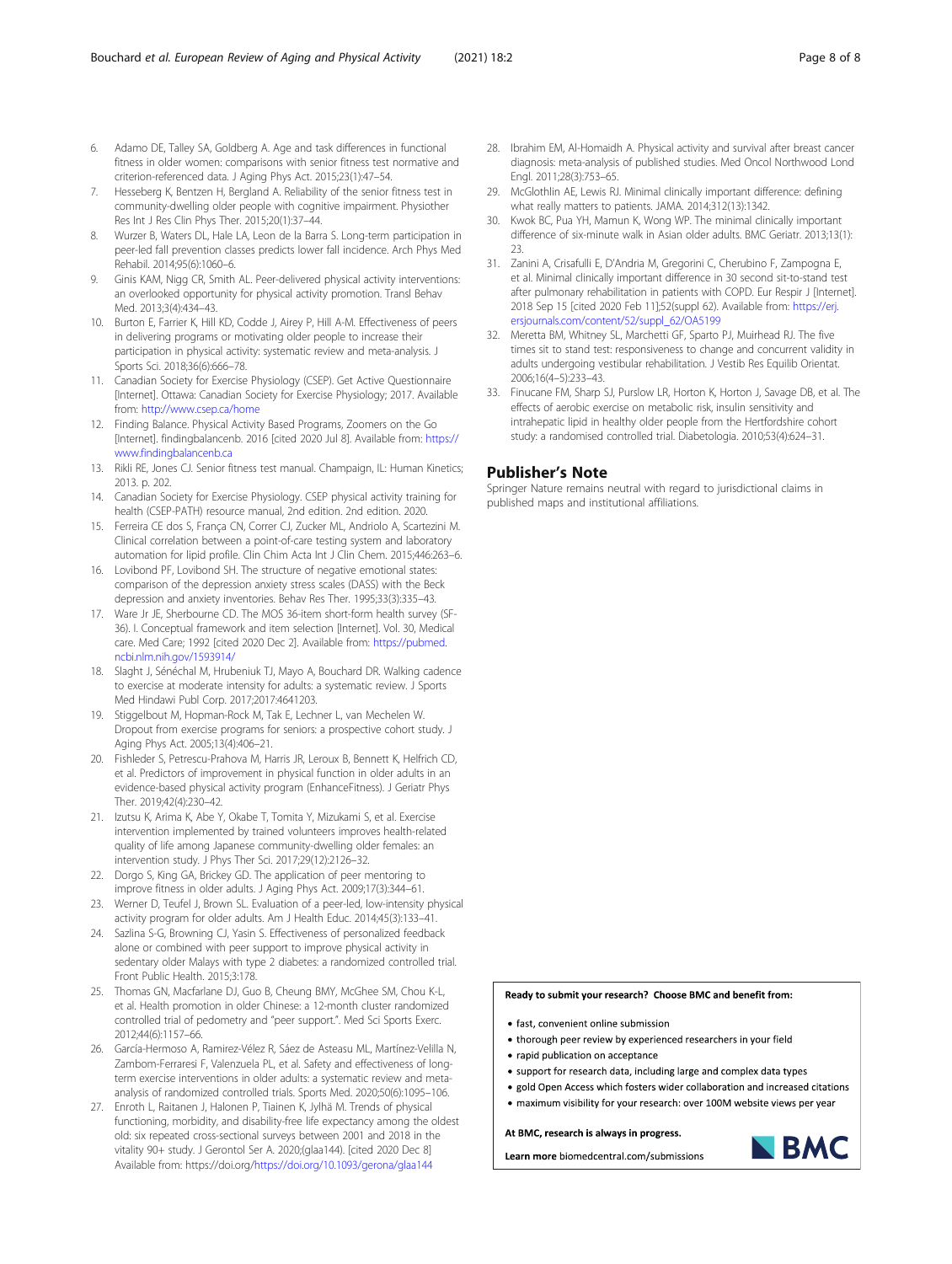6. Adamo DE, Talley SA, Goldberg A. Age and task differences in functional fitness in older women: comparisons with senior fitness test normative and criterion-referenced data. J Aging Phys Act. 2015;23(1):47–54.
7. Hesseberg K, Bentzen H, Bergland A. Reliability of the senior fitness test in community-dwelling older people with cognitive impairment. Physiother Res Int J Res Clin Phys Ther. 2015;20(1):37–44.
8. Wurzer B, Waters DL, Hale LA, Leon de la Barra S. Long-term participation in peer-led fall prevention classes predicts lower fall incidence. Arch Phys Med Rehabil. 2014;95(6):1060–6.
9. Ginis KAM, Nigg CR, Smith AL. Peer-delivered physical activity interventions: an overlooked opportunity for physical activity promotion. Transl Behav Med. 2013;3(4):434–43.
10. Burton E, Farrier K, Hill KD, Codde J, Airey P, Hill A-M. Effectiveness of peers in delivering programs or motivating older people to increase their participation in physical activity: systematic review and meta-analysis. J Sports Sci. 2018;36(6):666–78.
11. Canadian Society for Exercise Physiology (CSEP). Get Active Questionnaire [Internet]. Ottawa: Canadian Society for Exercise Physiology; 2017. Available from: http://www.csep.ca/home
12. Finding Balance. Physical Activity Based Programs, Zoomers on the Go [Internet]. findingbalancenb. 2016 [cited 2020 Jul 8]. Available from: https://www.findingbalancenb.ca
13. Rikli RE, Jones CJ. Senior fitness test manual. Champaign, IL: Human Kinetics; 2013. p. 202.
14. Canadian Society for Exercise Physiology. CSEP physical activity training for health (CSEP-PATH) resource manual, 2nd edition. 2nd edition. 2020.
15. Ferreira CE dos S, França CN, Correr CJ, Zucker ML, Andriolo A, Scartezini M. Clinical correlation between a point-of-care testing system and laboratory automation for lipid profile. Clin Chim Acta Int J Clin Chem. 2015;446:263–6.
16. Lovibond PF, Lovibond SH. The structure of negative emotional states: comparison of the depression anxiety stress scales (DASS) with the Beck depression and anxiety inventories. Behav Res Ther. 1995;33(3):335–43.
17. Ware Jr JE, Sherbourne CD. The MOS 36-item short-form health survey (SF-36). I. Conceptual framework and item selection [Internet]. Vol. 30, Medical care. Med Care; 1992 [cited 2020 Dec 2]. Available from: https://pubmed.ncbi.nlm.nih.gov/1593914/
18. Slaght J, Sénéchal M, Hrubeniuk TJ, Mayo A, Bouchard DR. Walking cadence to exercise at moderate intensity for adults: a systematic review. J Sports Med Hindawi Publ Corp. 2017;2017:4641203.
19. Stiggelbout M, Hopman-Rock M, Tak E, Lechner L, van Mechelen W. Dropout from exercise programs for seniors: a prospective cohort study. J Aging Phys Act. 2005;13(4):406–21.
20. Fishleder S, Petrescu-Prahova M, Harris JR, Leroux B, Bennett K, Helfrich CD, et al. Predictors of improvement in physical function in older adults in an evidence-based physical activity program (EnhanceFitness). J Geriatr Phys Ther. 2019;42(4):230–42.
21. Izutsu K, Arima K, Abe Y, Okabe T, Tomita Y, Mizukami S, et al. Exercise intervention implemented by trained volunteers improves health-related quality of life among Japanese community-dwelling older females: an intervention study. J Phys Ther Sci. 2017;29(12):2126–32.
22. Dorgo S, King GA, Brickey GD. The application of peer mentoring to improve fitness in older adults. J Aging Phys Act. 2009;17(3):344–61.
23. Werner D, Teufel J, Brown SL. Evaluation of a peer-led, low-intensity physical activity program for older adults. Am J Health Educ. 2014;45(3):133–41.
24. Sazlina S-G, Browning CJ, Yasin S. Effectiveness of personalized feedback alone or combined with peer support to improve physical activity in sedentary older Malays with type 2 diabetes: a randomized controlled trial. Front Public Health. 2015;3:178.
25. Thomas GN, Macfarlane DJ, Guo B, Cheung BMY, McGhee SM, Chou K-L, et al. Health promotion in older Chinese: a 12-month cluster randomized controlled trial of pedometry and "peer support.". Med Sci Sports Exerc. 2012;44(6):1157–66.
26. García-Hermoso A, Ramirez-Vélez R, Sáez de Asteasu ML, Martínez-Velilla N, Zambom-Ferraresi F, Valenzuela PL, et al. Safety and effectiveness of long-term exercise interventions in older adults: a systematic review and meta-analysis of randomized controlled trials. Sports Med. 2020;50(6):1095–106.
27. Enroth L, Raitanen J, Halonen P, Tiainen K, Jylhä M. Trends of physical functioning, morbidity, and disability-free life expectancy among the oldest old: six repeated cross-sectional surveys between 2001 and 2018 in the vitality 90+ study. J Gerontol Ser A. 2020;(glaa144). [cited 2020 Dec 8] Available from: https://doi.org/https://doi.org/10.1093/gerona/glaa144
28. Ibrahim EM, Al-Homaidh A. Physical activity and survival after breast cancer diagnosis: meta-analysis of published studies. Med Oncol Northwood Lond Engl. 2011;28(3):753–65.
29. McGlothlin AE, Lewis RJ. Minimal clinically important difference: defining what really matters to patients. JAMA. 2014;312(13):1342.
30. Kwok BC, Pua YH, Mamun K, Wong WP. The minimal clinically important difference of six-minute walk in Asian older adults. BMC Geriatr. 2013;13(1):23.
31. Zanini A, Crisafulli E, D'Andria M, Gregorini C, Cherubino F, Zampogna E, et al. Minimal clinically important difference in 30 second sit-to-stand test after pulmonary rehabilitation in patients with COPD. Eur Respir J [Internet]. 2018 Sep 15 [cited 2020 Feb 11];52(suppl 62). Available from: https://erj.ersjournals.com/content/52/suppl_62/OA5199
32. Meretta BM, Whitney SL, Marchetti GF, Sparto PJ, Muirhead RJ. The five times sit to stand test: responsiveness to change and concurrent validity in adults undergoing vestibular rehabilitation. J Vestib Res Equilib Orientat. 2006;16(4–5):233–43.
33. Finucane FM, Sharp SJ, Purslow LR, Horton K, Horton J, Savage DB, et al. The effects of aerobic exercise on metabolic risk, insulin sensitivity and intrahepatic lipid in healthy older people from the Hertfordshire cohort study: a randomised controlled trial. Diabetologia. 2010;53(4):624–31.

## Publisher's Note

Springer Nature remains neutral with regard to jurisdictional claims in published maps and institutional affiliations.

**Ready to submit your research? Choose BMC and benefit from:**

- fast, convenient online submission
- thorough peer review by experienced researchers in your field
- rapid publication on acceptance
- support for research data, including large and complex data types
- gold Open Access which fosters wider collaboration and increased citations
- maximum visibility for your research: over 100M website views per year

**At BMC, research is always in progress.**

**Learn more** biomedcentral.com/submissions

BMC